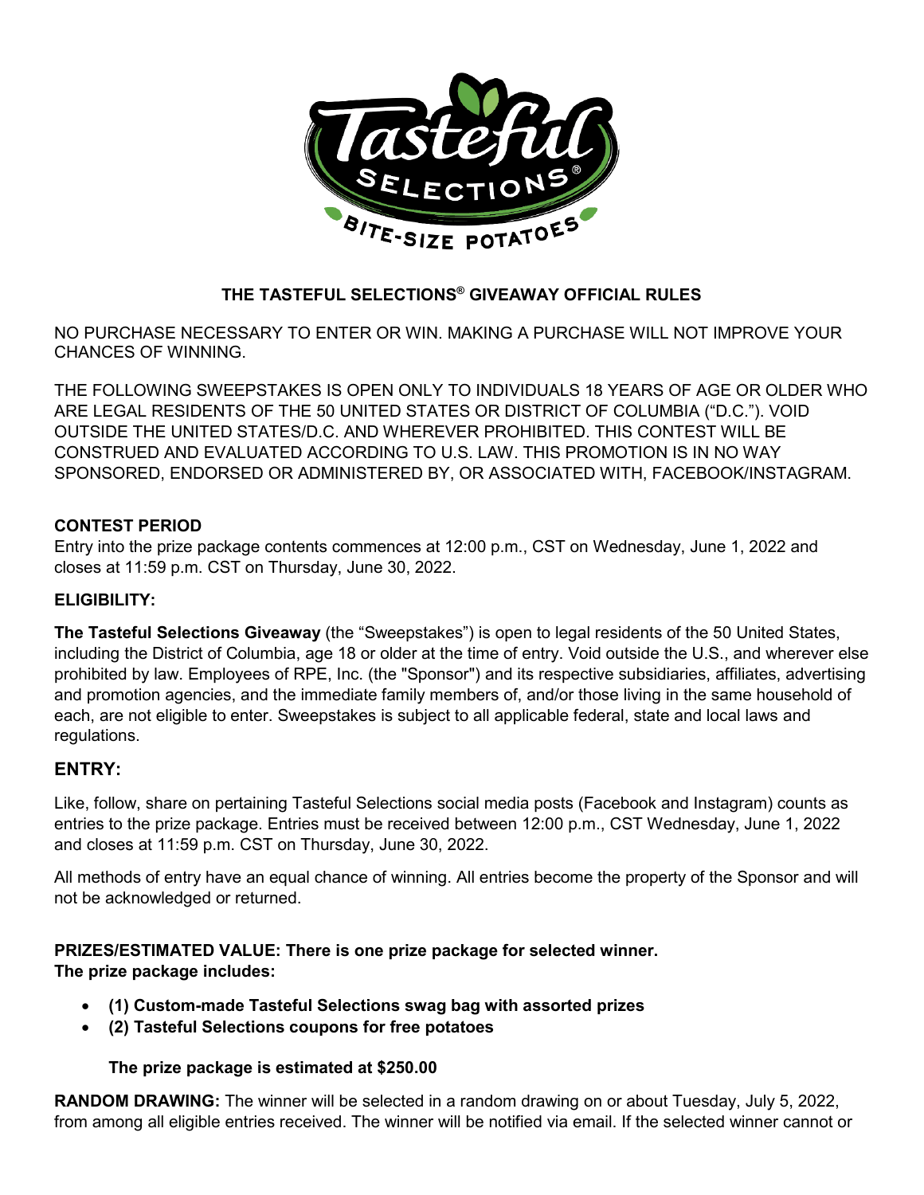# THE TASTEFUL SELECTIONS® GIVEAWAY OFFICIAL RULES

NO PURCHASE NECESSARY TO ENTER OR WIN. MAKING A PURCHASE WILL NOT IMPROVE YOUR CHANCES OF WINNING.

THE FOLLOWING SWEEPSTAKES IS OPEN ONLY TO INDIVIDUALS 18 YEARS OF AGE OR OLDER WHO ARE LEGAL RESIDENTS OF THE 50 UNITED STATES OR DISTRICT OF COLUMBIA ("D.C."). VOID OUTSIDE THE UNITED STATES/D.C. AND WHEREVER PROHIBITED. THIS CONTEST WILL BE CONSTRUED AND EVALUATED ACCORDING TO U.S. LAW. THIS PROMOTION IS IN NO WAY SPONSORED, ENDORSED OR ADMINISTERED BY, OR ASSOCIATED WITH, FACEBOOK/INSTAGRAM.

## CONTEST PERIOD

Entry into the prize package contents commences at 12:00 p.m., CST on Wednesday, June 1, 2022 and closes at 11:59 p.m. CST on Thursday, June 30, 2022.

## ELIGIBILITY:

**The Tasteful Selections Giveaway** (the "Sweepstakes") is open to legal residents of the 50 United States, including the District of Columbia, age 18 or older at the time of entry. Void outside the U.S., and wherever else prohibited by law. Employees of RPE, Inc. (the "Sponsor") and its respective subsidiaries, affiliates, advertising and promotion agencies, and the immediate family members of, and/or those living in the same household of each, are not eligible to enter. Sweepstakes is subject to all applicable federal, state and local laws and regulations.

## ENTRY:

Like, follow, share on pertaining Tasteful Selections social media posts (Facebook and Instagram) counts as entries to the prize package. Entries must be received between 12:00 p.m., CST Wednesday, June 1, 2022 and closes at 11:59 p.m. CST on Thursday, June 30, 2022.

All methods of entry have an equal chance of winning. All entries become the property of the Sponsor and will not be acknowledged or returned.

**PRIZES/ESTIMATED VALUE: There is one prize package for selected winner.**
**The prize package includes:**

- **(1) Custom-made Tasteful Selections swag bag with assorted prizes**
- **(2) Tasteful Selections coupons for free potatoes**

**The prize package is estimated at $250.00**

**RANDOM DRAWING:** The winner will be selected in a random drawing on or about Tuesday, July 5, 2022, from among all eligible entries received. The winner will be notified via email. If the selected winner cannot or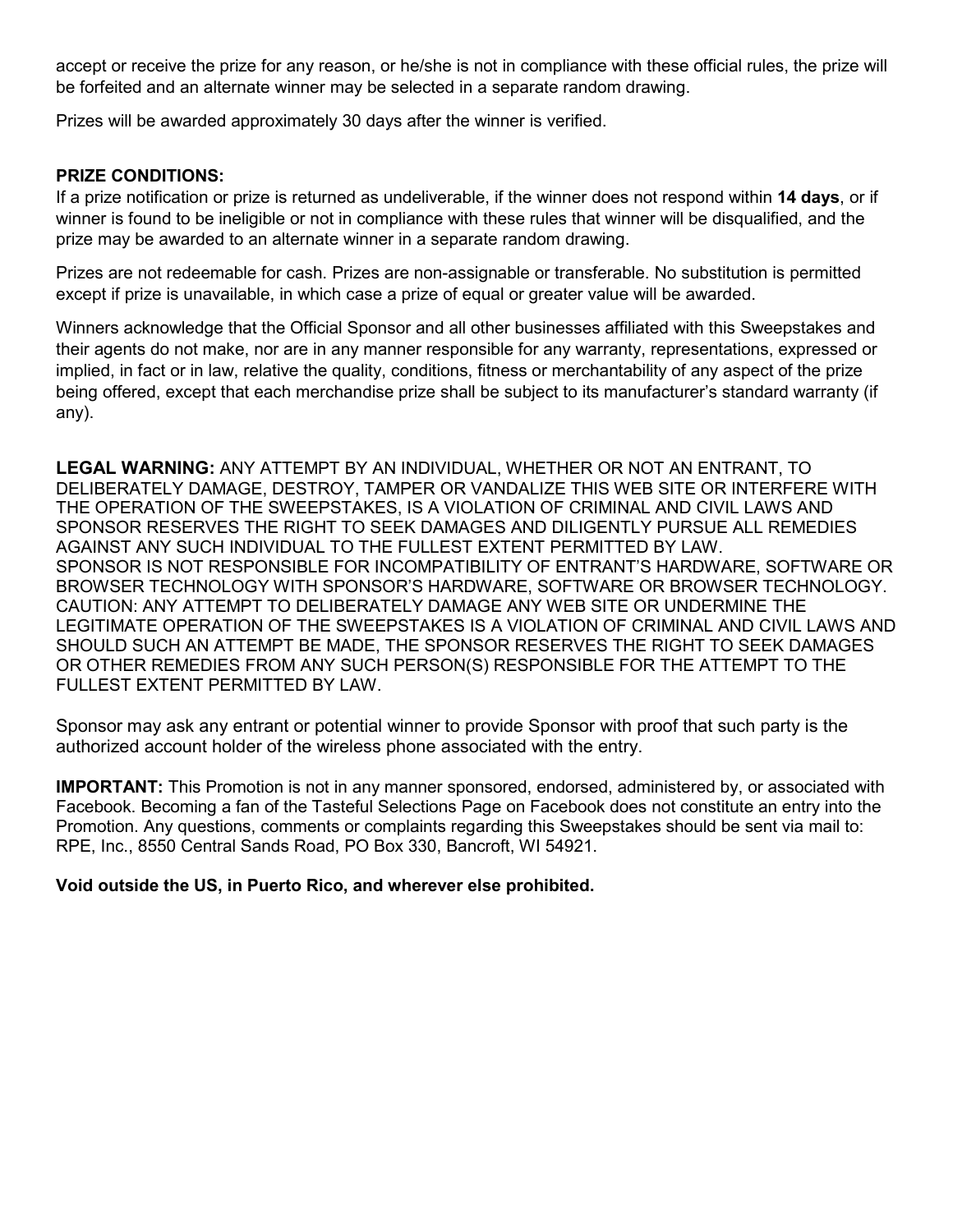accept or receive the prize for any reason, or he/she is not in compliance with these official rules, the prize will be forfeited and an alternate winner may be selected in a separate random drawing.

Prizes will be awarded approximately 30 days after the winner is verified.

**PRIZE CONDITIONS:**

If a prize notification or prize is returned as undeliverable, if the winner does not respond within **14 days**, or if winner is found to be ineligible or not in compliance with these rules that winner will be disqualified, and the prize may be awarded to an alternate winner in a separate random drawing.

Prizes are not redeemable for cash. Prizes are non-assignable or transferable. No substitution is permitted except if prize is unavailable, in which case a prize of equal or greater value will be awarded.

Winners acknowledge that the Official Sponsor and all other businesses affiliated with this Sweepstakes and their agents do not make, nor are in any manner responsible for any warranty, representations, expressed or implied, in fact or in law, relative the quality, conditions, fitness or merchantability of any aspect of the prize being offered, except that each merchandise prize shall be subject to its manufacturer's standard warranty (if any).

**LEGAL WARNING:** ANY ATTEMPT BY AN INDIVIDUAL, WHETHER OR NOT AN ENTRANT, TO DELIBERATELY DAMAGE, DESTROY, TAMPER OR VANDALIZE THIS WEB SITE OR INTERFERE WITH THE OPERATION OF THE SWEEPSTAKES, IS A VIOLATION OF CRIMINAL AND CIVIL LAWS AND SPONSOR RESERVES THE RIGHT TO SEEK DAMAGES AND DILIGENTLY PURSUE ALL REMEDIES AGAINST ANY SUCH INDIVIDUAL TO THE FULLEST EXTENT PERMITTED BY LAW.
SPONSOR IS NOT RESPONSIBLE FOR INCOMPATIBILITY OF ENTRANT'S HARDWARE, SOFTWARE OR BROWSER TECHNOLOGY WITH SPONSOR'S HARDWARE, SOFTWARE OR BROWSER TECHNOLOGY.
CAUTION: ANY ATTEMPT TO DELIBERATELY DAMAGE ANY WEB SITE OR UNDERMINE THE LEGITIMATE OPERATION OF THE SWEEPSTAKES IS A VIOLATION OF CRIMINAL AND CIVIL LAWS AND SHOULD SUCH AN ATTEMPT BE MADE, THE SPONSOR RESERVES THE RIGHT TO SEEK DAMAGES OR OTHER REMEDIES FROM ANY SUCH PERSON(S) RESPONSIBLE FOR THE ATTEMPT TO THE FULLEST EXTENT PERMITTED BY LAW.

Sponsor may ask any entrant or potential winner to provide Sponsor with proof that such party is the authorized account holder of the wireless phone associated with the entry.

**IMPORTANT:** This Promotion is not in any manner sponsored, endorsed, administered by, or associated with Facebook. Becoming a fan of the Tasteful Selections Page on Facebook does not constitute an entry into the Promotion. Any questions, comments or complaints regarding this Sweepstakes should be sent via mail to: RPE, Inc., 8550 Central Sands Road, PO Box 330, Bancroft, WI 54921.

**Void outside the US, in Puerto Rico, and wherever else prohibited.**